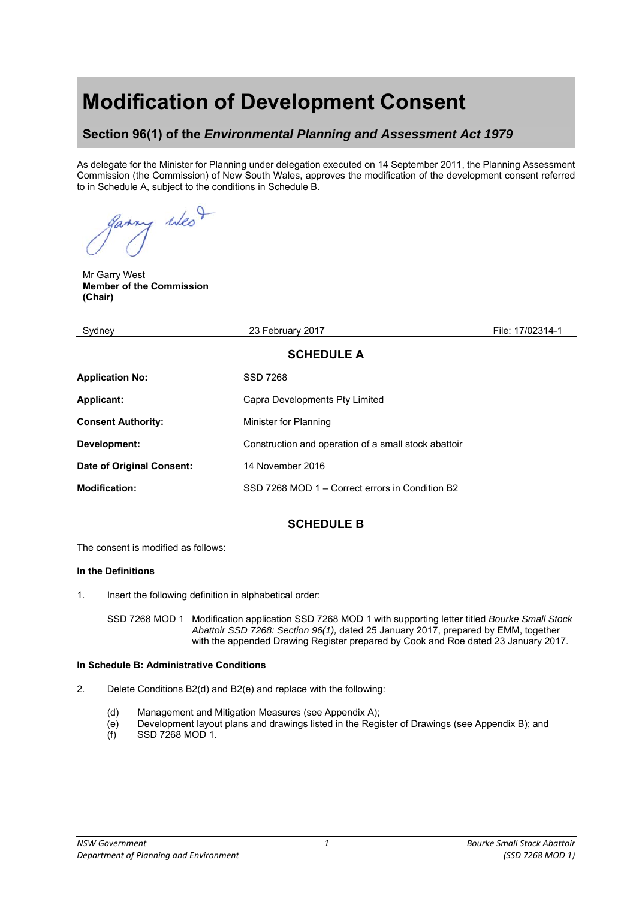# Modification of Development Consent

## Section 96(1) of the *Environmental Planning and Assessment Act 1979*

As delegate for the Minister for Planning under delegation executed on 14 September 2011, the Planning Assessment Commission (the Commission) of New South Wales, approves the modification of the development consent referred to in Schedule A, subject to the conditions in Schedule B.

Mr Garry West
**Member of the Commission**
**(Chair)**

| Sydney | 23 February 2017 | File: 17/02314-1 |
|---|---|---|

## SCHEDULE A

| | |
|---|---|
| **Application No:** | SSD 7268 |
| **Applicant:** | Capra Developments Pty Limited |
| **Consent Authority:** | Minister for Planning |
| **Development:** | Construction and operation of a small stock abattoir |
| **Date of Original Consent:** | 14 November 2016 |
| **Modification:** | SSD 7268 MOD 1 – Correct errors in Condition B2 |

## SCHEDULE B

The consent is modified as follows:

**In the Definitions**

1. Insert the following definition in alphabetical order:

   SSD 7268 MOD 1 Modification application SSD 7268 MOD 1 with supporting letter titled *Bourke Small Stock Abattoir SSD 7268: Section 96(1),* dated 25 January 2017, prepared by EMM, together with the appended Drawing Register prepared by Cook and Roe dated 23 January 2017.

**In Schedule B: Administrative Conditions**

2. Delete Conditions B2(d) and B2(e) and replace with the following:

   (d) Management and Mitigation Measures (see Appendix A);
   (e) Development layout plans and drawings listed in the Register of Drawings (see Appendix B); and
   (f) SSD 7268 MOD 1.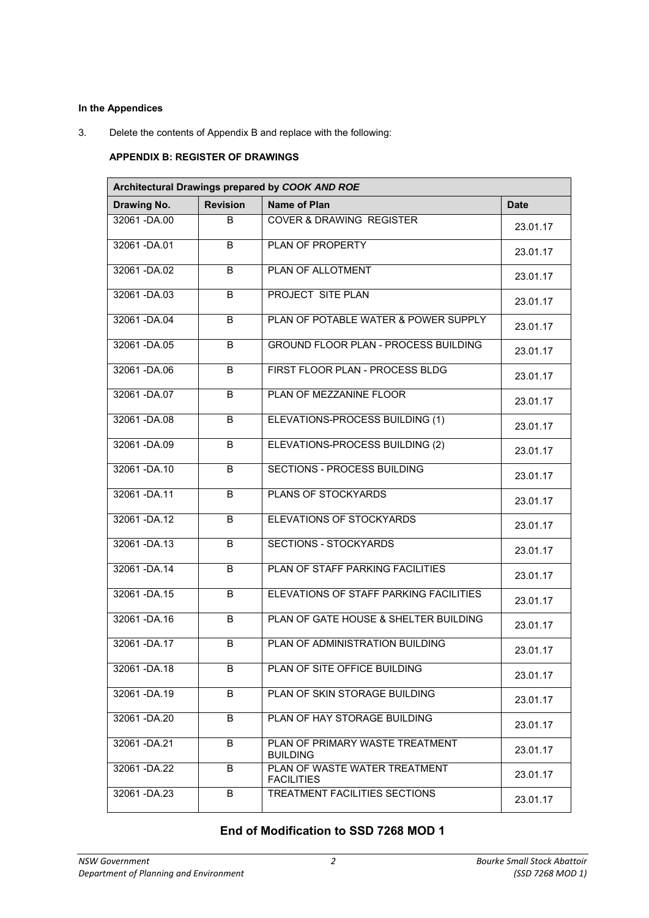**In the Appendices**

3. Delete the contents of Appendix B and replace with the following:

**APPENDIX B: REGISTER OF DRAWINGS**

| Architectural Drawings prepared by *COOK AND ROE* | | | |
|---|---|---|---|
| **Drawing No.** | **Revision** | **Name of Plan** | **Date** |
| 32061 -DA.00 | B | COVER & DRAWING REGISTER | 23.01.17 |
| 32061 -DA.01 | B | PLAN OF PROPERTY | 23.01.17 |
| 32061 -DA.02 | B | PLAN OF ALLOTMENT | 23.01.17 |
| 32061 -DA.03 | B | PROJECT SITE PLAN | 23.01.17 |
| 32061 -DA.04 | B | PLAN OF POTABLE WATER & POWER SUPPLY | 23.01.17 |
| 32061 -DA.05 | B | GROUND FLOOR PLAN - PROCESS BUILDING | 23.01.17 |
| 32061 -DA.06 | B | FIRST FLOOR PLAN - PROCESS BLDG | 23.01.17 |
| 32061 -DA.07 | B | PLAN OF MEZZANINE FLOOR | 23.01.17 |
| 32061 -DA.08 | B | ELEVATIONS-PROCESS BUILDING (1) | 23.01.17 |
| 32061 -DA.09 | B | ELEVATIONS-PROCESS BUILDING (2) | 23.01.17 |
| 32061 -DA.10 | B | SECTIONS - PROCESS BUILDING | 23.01.17 |
| 32061 -DA.11 | B | PLANS OF STOCKYARDS | 23.01.17 |
| 32061 -DA.12 | B | ELEVATIONS OF STOCKYARDS | 23.01.17 |
| 32061 -DA.13 | B | SECTIONS - STOCKYARDS | 23.01.17 |
| 32061 -DA.14 | B | PLAN OF STAFF PARKING FACILITIES | 23.01.17 |
| 32061 -DA.15 | B | ELEVATIONS OF STAFF PARKING FACILITIES | 23.01.17 |
| 32061 -DA.16 | B | PLAN OF GATE HOUSE & SHELTER BUILDING | 23.01.17 |
| 32061 -DA.17 | B | PLAN OF ADMINISTRATION BUILDING | 23.01.17 |
| 32061 -DA.18 | B | PLAN OF SITE OFFICE BUILDING | 23.01.17 |
| 32061 -DA.19 | B | PLAN OF SKIN STORAGE BUILDING | 23.01.17 |
| 32061 -DA.20 | B | PLAN OF HAY STORAGE BUILDING | 23.01.17 |
| 32061 -DA.21 | B | PLAN OF PRIMARY WASTE TREATMENT BUILDING | 23.01.17 |
| 32061 -DA.22 | B | PLAN OF WASTE WATER TREATMENT FACILITIES | 23.01.17 |
| 32061 -DA.23 | B | TREATMENT FACILITIES SECTIONS | 23.01.17 |

## End of Modification to SSD 7268 MOD 1